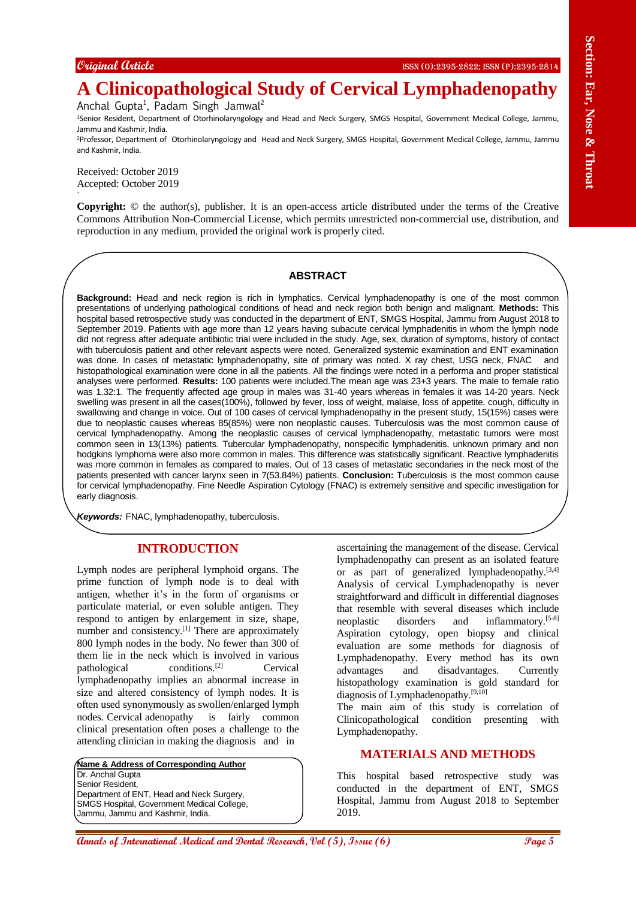Original Article

# A Clinicopathological Study of Cervical Lymphadenopathy

Anchal Gupta[1], Padam Singh Jamwal[2]

[1]Senior Resident, Department of Otorhinolaryngology and Head and Neck Surgery, SMGS Hospital, Government Medical College, Jammu, Jammu and Kashmir, India.

[2]Professor, Department of Otorhinolaryngology and Head and Neck Surgery, SMGS Hospital, Government Medical College, Jammu, Jammu and Kashmir, India.

Received: October 2019
Accepted: October 2019

**Copyright:** © the author(s), publisher. It is an open-access article distributed under the terms of the Creative Commons Attribution Non-Commercial License, which permits unrestricted non-commercial use, distribution, and reproduction in any medium, provided the original work is properly cited.

## ABSTRACT

**Background:** Head and neck region is rich in lymphatics. Cervical lymphadenopathy is one of the most common presentations of underlying pathological conditions of head and neck region both benign and malignant. **Methods:** This hospital based retrospective study was conducted in the department of ENT, SMGS Hospital, Jammu from August 2018 to September 2019. Patients with age more than 12 years having subacute cervical lymphadenitis in whom the lymph node did not regress after adequate antibiotic trial were included in the study. Age, sex, duration of symptoms, history of contact with tuberculosis patient and other relevant aspects were noted. Generalized systemic examination and ENT examination was done. In cases of metastatic lymphadenopathy, site of primary was noted. X ray chest, USG neck, FNAC and histopathological examination were done in all the patients. All the findings were noted in a performa and proper statistical analyses were performed. **Results:** 100 patients were included.The mean age was 23+3 years. The male to female ratio was 1.32:1. The frequently affected age group in males was 31-40 years whereas in females it was 14-20 years. Neck swelling was present in all the cases(100%), followed by fever, loss of weight, malaise, loss of appetite, cough, difficulty in swallowing and change in voice. Out of 100 cases of cervical lymphadenopathy in the present study, 15(15%) cases were due to neoplastic causes whereas 85(85%) were non neoplastic causes. Tuberculosis was the most common cause of cervical lymphadenopathy. Among the neoplastic causes of cervical lymphadenopathy, metastatic tumors were most common seen in 13(13%) patients. Tubercular lymphadenopathy, nonspecific lymphadenitis, unknown primary and non hodgkins lymphoma were also more common in males. This difference was statistically significant. Reactive lymphadenitis was more common in females as compared to males. Out of 13 cases of metastatic secondaries in the neck most of the patients presented with cancer larynx seen in 7(53.84%) patients. **Conclusion:** Tuberculosis is the most common cause for cervical lymphadenopathy. Fine Needle Aspiration Cytology (FNAC) is extremely sensitive and specific investigation for early diagnosis.

***Keywords:*** FNAC, lymphadenopathy, tuberculosis.

## INTRODUCTION

Lymph nodes are peripheral lymphoid organs. The prime function of lymph node is to deal with antigen, whether it's in the form of organisms or particulate material, or even soluble antigen. They respond to antigen by enlargement in size, shape, number and consistency.[1] There are approximately 800 lymph nodes in the body. No fewer than 300 of them lie in the neck which is involved in various pathological conditions.[2] Cervical lymphadenopathy implies an abnormal increase in size and altered consistency of lymph nodes. It is often used synonymously as swollen/enlarged lymph nodes. Cervical adenopathy is fairly common clinical presentation often poses a challenge to the attending clinician in making the diagnosis and in ascertaining the management of the disease. Cervical lymphadenopathy can present as an isolated feature or as part of generalized lymphadenopathy.[3,4] Analysis of cervical Lymphadenopathy is never straightforward and difficult in differential diagnoses that resemble with several diseases which include neoplastic disorders and inflammatory.[5-8] Aspiration cytology, open biopsy and clinical evaluation are some methods for diagnosis of Lymphadenopathy. Every method has its own advantages and disadvantages. Currently histopathology examination is gold standard for diagnosis of Lymphadenopathy.[9,10]

The main aim of this study is correlation of Clinicopathological condition presenting with Lymphadenopathy.

**Name & Address of Corresponding Author**
Dr. Anchal Gupta
Senior Resident,
Department of ENT, Head and Neck Surgery,
SMGS Hospital, Government Medical College,
Jammu, Jammu and Kashmir, India.

## MATERIALS AND METHODS

This hospital based retrospective study was conducted in the department of ENT, SMGS Hospital, Jammu from August 2018 to September 2019.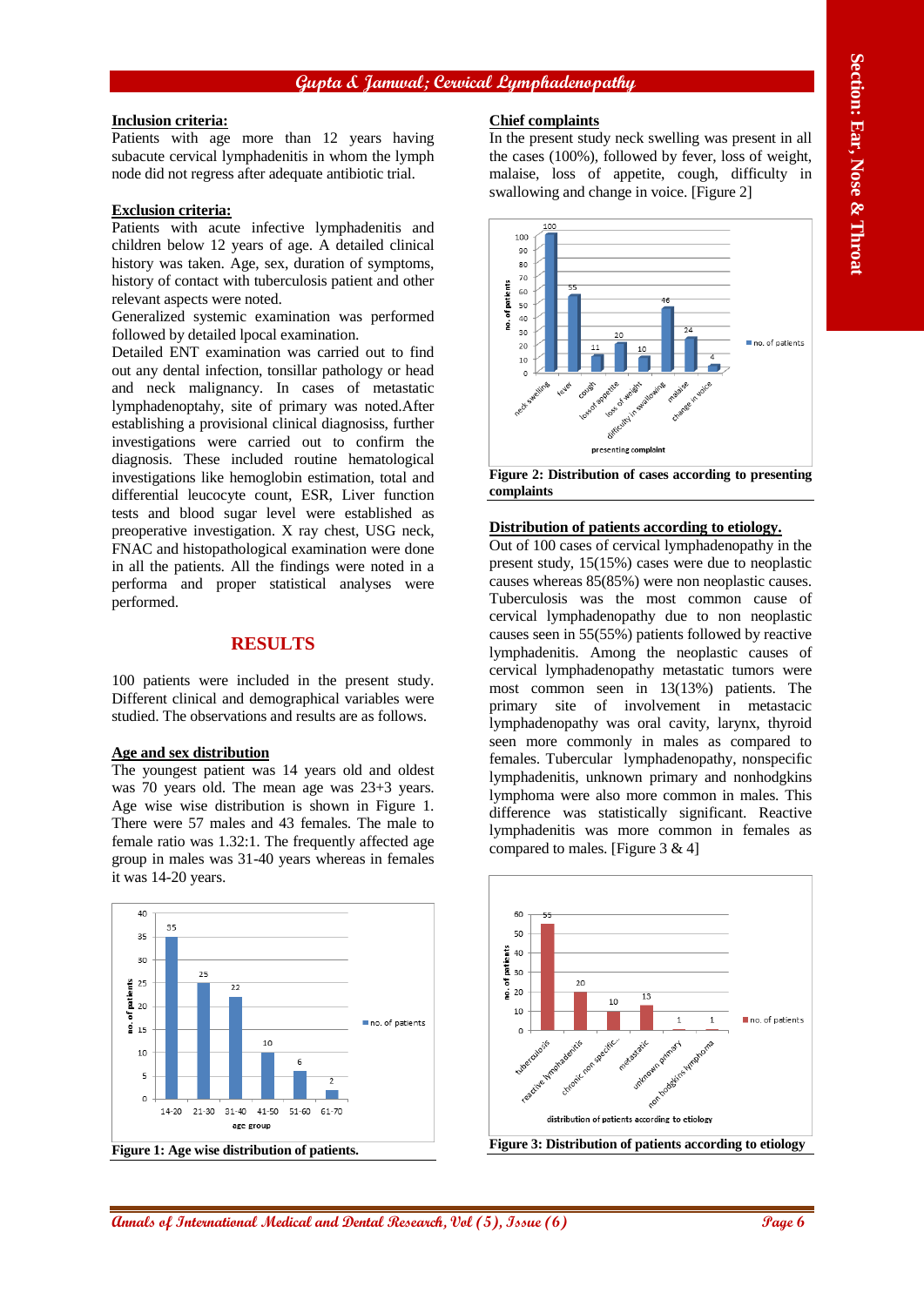**Inclusion criteria:**

Patients with age more than 12 years having subacute cervical lymphadenitis in whom the lymph node did not regress after adequate antibiotic trial.

**Exclusion criteria:**

Patients with acute infective lymphadenitis and children below 12 years of age. A detailed clinical history was taken. Age, sex, duration of symptoms, history of contact with tuberculosis patient and other relevant aspects were noted.

Generalized systemic examination was performed followed by detailed lpocal examination.

Detailed ENT examination was carried out to find out any dental infection, tonsillar pathology or head and neck malignancy. In cases of metastatic lymphadenoptahy, site of primary was noted.After establishing a provisional clinical diagnosiss, further investigations were carried out to confirm the diagnosis. These included routine hematological investigations like hemoglobin estimation, total and differential leucocyte count, ESR, Liver function tests and blood sugar level were established as preoperative investigation. X ray chest, USG neck, FNAC and histopathological examination were done in all the patients. All the findings were noted in a performa and proper statistical analyses were performed.

## RESULTS

100 patients were included in the present study. Different clinical and demographical variables were studied. The observations and results are as follows.

**Age and sex distribution**

The youngest patient was 14 years old and oldest was 70 years old. The mean age was 23+3 years. Age wise wise distribution is shown in Figure 1. There were 57 males and 43 females. The male to female ratio was 1.32:1. The frequently affected age group in males was 31-40 years whereas in females it was 14-20 years.

**Figure 1: Age wise distribution of patients.**

**Chief complaints**

In the present study neck swelling was present in all the cases (100%), followed by fever, loss of weight, malaise, loss of appetite, cough, difficulty in swallowing and change in voice. [Figure 2]

**Figure 2: Distribution of cases according to presenting complaints**

**Distribution of patients according to etiology.**

Out of 100 cases of cervical lymphadenopathy in the present study, 15(15%) cases were due to neoplastic causes whereas 85(85%) were non neoplastic causes. Tuberculosis was the most common cause of cervical lymphadenopathy due to non neoplastic causes seen in 55(55%) patients followed by reactive lymphadenitis. Among the neoplastic causes of cervical lymphadenopathy metastatic tumors were most common seen in 13(13%) patients. The primary site of involvement in metastacic lymphadenopathy was oral cavity, larynx, thyroid seen more commonly in males as compared to females. Tubercular lymphadenopathy, nonspecific lymphadenitis, unknown primary and nonhodgkins lymphoma were also more common in males. This difference was statistically significant. Reactive lymphadenitis was more common in females as compared to males. [Figure 3 & 4]

**Figure 3: Distribution of patients according to etiology**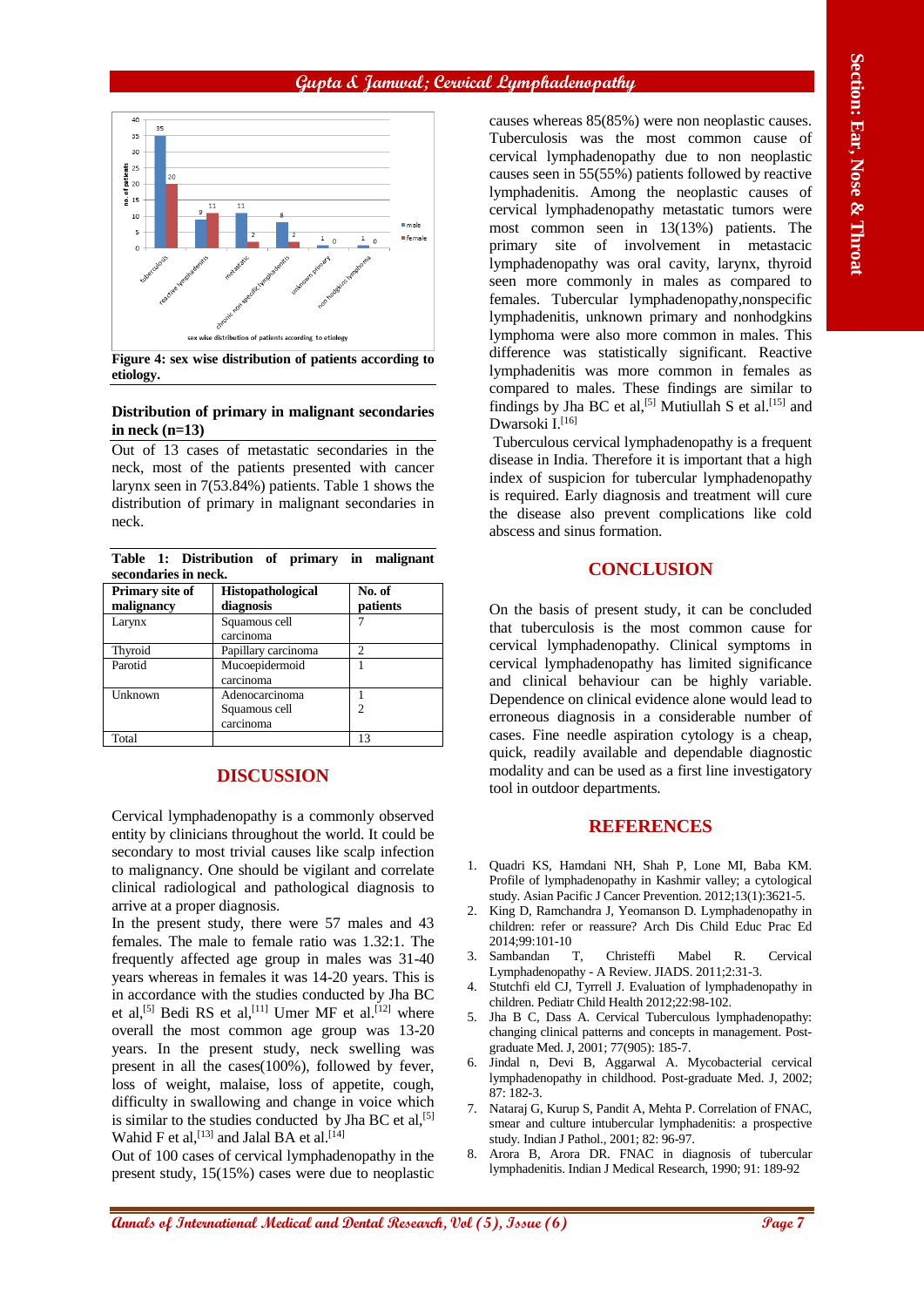Figure 4: sex wise distribution of patients according to etiology.

**Distribution of primary in malignant secondaries in neck (n=13)**

Out of 13 cases of metastatic secondaries in the neck, most of the patients presented with cancer larynx seen in 7(53.84%) patients. Table 1 shows the distribution of primary in malignant secondaries in neck.

**Table 1: Distribution of primary in malignant secondaries in neck.**

| Primary site of malignancy | Histopathological diagnosis | No. of patients |
|---|---|---|
| Larynx | Squamous cell carcinoma | 7 |
| Thyroid | Papillary carcinoma | 2 |
| Parotid | Mucoepidermoid carcinoma | 1 |
| Unknown | Adenocarcinoma<br>Squamous cell carcinoma | 1<br>2 |
| Total | | 13 |

## DISCUSSION

Cervical lymphadenopathy is a commonly observed entity by clinicians throughout the world. It could be secondary to most trivial causes like scalp infection to malignancy. One should be vigilant and correlate clinical radiological and pathological diagnosis to arrive at a proper diagnosis.

In the present study, there were 57 males and 43 females. The male to female ratio was 1.32:1. The frequently affected age group in males was 31-40 years whereas in females it was 14-20 years. This is in accordance with the studies conducted by Jha BC et al,[5] Bedi RS et al,[11] Umer MF et al.[12] where overall the most common age group was 13-20 years. In the present study, neck swelling was present in all the cases(100%), followed by fever, loss of weight, malaise, loss of appetite, cough, difficulty in swallowing and change in voice which is similar to the studies conducted by Jha BC et al,[5] Wahid F et al,[13] and Jalal BA et al.[14]

Out of 100 cases of cervical lymphadenopathy in the present study, 15(15%) cases were due to neoplastic causes whereas 85(85%) were non neoplastic causes. Tuberculosis was the most common cause of cervical lymphadenopathy due to non neoplastic causes seen in 55(55%) patients followed by reactive lymphadenitis. Among the neoplastic causes of cervical lymphadenopathy metastatic tumors were most common seen in 13(13%) patients. The primary site of involvement in metastacic lymphadenopathy was oral cavity, larynx, thyroid seen more commonly in males as compared to females. Tubercular lymphadenopathy,nonspecific lymphadenitis, unknown primary and nonhodgkins lymphoma were also more common in males. This difference was statistically significant. Reactive lymphadenitis was more common in females as compared to males. These findings are similar to findings by Jha BC et al,[5] Mutiullah S et al.[15] and Dwarsoki I.[16]

Tuberculous cervical lymphadenopathy is a frequent disease in India. Therefore it is important that a high index of suspicion for tubercular lymphadenopathy is required. Early diagnosis and treatment will cure the disease also prevent complications like cold abscess and sinus formation.

## CONCLUSION

On the basis of present study, it can be concluded that tuberculosis is the most common cause for cervical lymphadenopathy. Clinical symptoms in cervical lymphadenopathy has limited significance and clinical behaviour can be highly variable. Dependence on clinical evidence alone would lead to erroneous diagnosis in a considerable number of cases. Fine needle aspiration cytology is a cheap, quick, readily available and dependable diagnostic modality and can be used as a first line investigatory tool in outdoor departments.

## REFERENCES

1. Quadri KS, Hamdani NH, Shah P, Lone MI, Baba KM. Profile of lymphadenopathy in Kashmir valley; a cytological study. Asian Pacific J Cancer Prevention. 2012;13(1):3621-5.
2. King D, Ramchandra J, Yeomanson D. Lymphadenopathy in children: refer or reassure? Arch Dis Child Educ Prac Ed 2014;99:101-10
3. Sambandan T, Christeffi Mabel R. Cervical Lymphadenopathy - A Review. JIADS. 2011;2:31-3.
4. Stutchfi eld CJ, Tyrrell J. Evaluation of lymphadenopathy in children. Pediatr Child Health 2012;22:98-102.
5. Jha B C, Dass A. Cervical Tuberculous lymphadenopathy: changing clinical patterns and concepts in management. Post-graduate Med. J, 2001; 77(905): 185-7.
6. Jindal n, Devi B, Aggarwal A. Mycobacterial cervical lymphadenopathy in childhood. Post-graduate Med. J, 2002; 87: 182-3.
7. Nataraj G, Kurup S, Pandit A, Mehta P. Correlation of FNAC, smear and culture intubercular lymphadenitis: a prospective study. Indian J Pathol., 2001; 82: 96-97.
8. Arora B, Arora DR. FNAC in diagnosis of tubercular lymphadenitis. Indian J Medical Research, 1990; 91: 189-92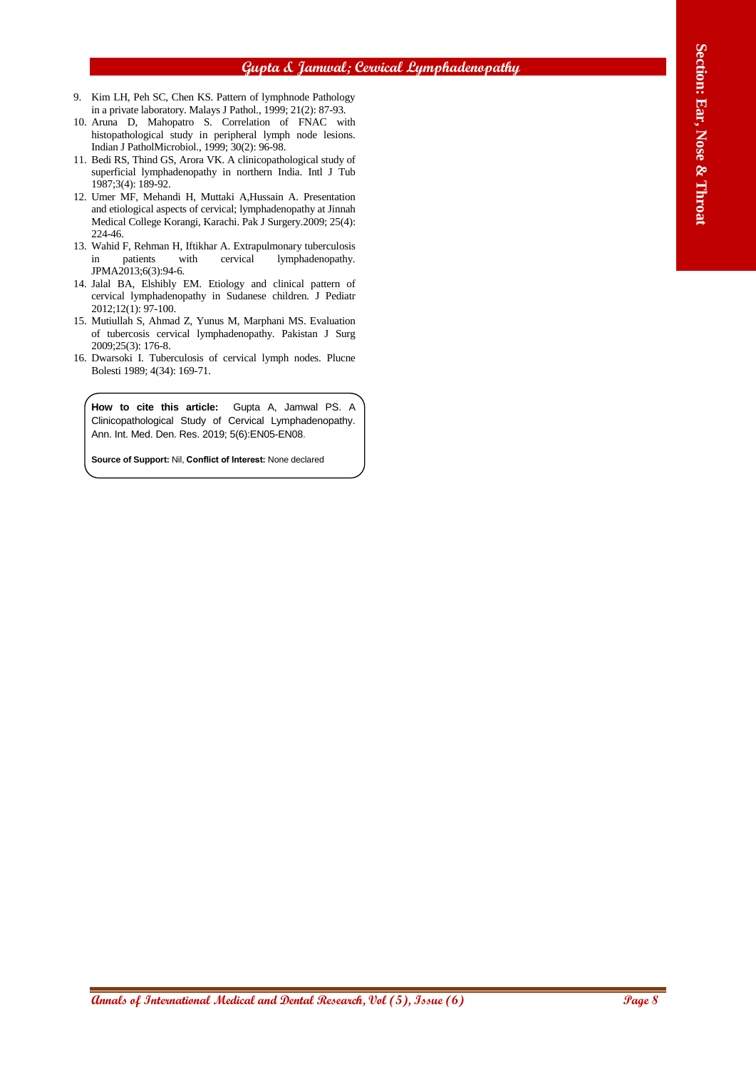9. Kim LH, Peh SC, Chen KS. Pattern of lymphnode Pathology in a private laboratory. Malays J Pathol., 1999; 21(2): 87-93.
10. Aruna D, Mahopatro S. Correlation of FNAC with histopathological study in peripheral lymph node lesions. Indian J PatholMicrobiol., 1999; 30(2): 96-98.
11. Bedi RS, Thind GS, Arora VK. A clinicopathological study of superficial lymphadenopathy in northern India. Intl J Tub 1987;3(4): 189-92.
12. Umer MF, Mehandi H, Muttaki A,Hussain A. Presentation and etiological aspects of cervical; lymphadenopathy at Jinnah Medical College Korangi, Karachi. Pak J Surgery.2009; 25(4): 224-46.
13. Wahid F, Rehman H, Iftikhar A. Extrapulmonary tuberculosis in patients with cervical lymphadenopathy. JPMA2013;6(3):94-6.
14. Jalal BA, Elshibly EM. Etiology and clinical pattern of cervical lymphadenopathy in Sudanese children. J Pediatr 2012;12(1): 97-100.
15. Mutiullah S, Ahmad Z, Yunus M, Marphani MS. Evaluation of tubercosis cervical lymphadenopathy. Pakistan J Surg 2009;25(3): 176-8.
16. Dwarsoki I. Tuberculosis of cervical lymph nodes. Plucne Bolesti 1989; 4(34): 169-71.

**How to cite this article:** Gupta A, Jamwal PS. A Clinicopathological Study of Cervical Lymphadenopathy. Ann. Int. Med. Den. Res. 2019; 5(6):EN05-EN08.

**Source of Support:** Nil, **Conflict of Interest:** None declared